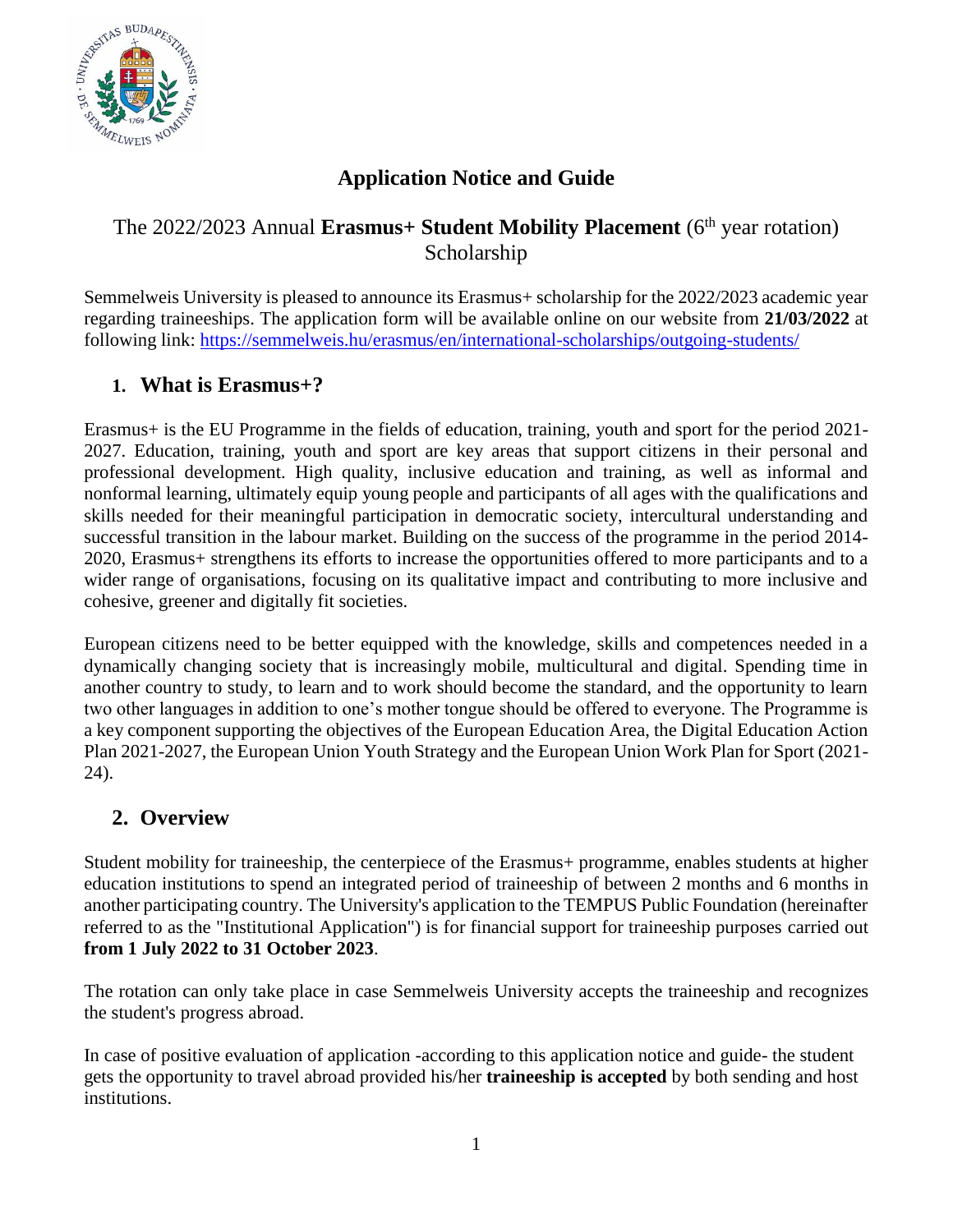# Application Notice and Guide

## The 2022/2023 Annual **Erasmus+ Student Mobility Placement** (6th year rotation) Scholarship

Semmelweis University is pleased to announce its Erasmus+ scholarship for the 2022/2023 academic year regarding traineeships. The application form will be available online on our website from **21/03/2022** at following link: https://semmelweis.hu/erasmus/en/international-scholarships/outgoing-students/

## 1. What is Erasmus+?

Erasmus+ is the EU Programme in the fields of education, training, youth and sport for the period 2021-2027. Education, training, youth and sport are key areas that support citizens in their personal and professional development. High quality, inclusive education and training, as well as informal and nonformal learning, ultimately equip young people and participants of all ages with the qualifications and skills needed for their meaningful participation in democratic society, intercultural understanding and successful transition in the labour market. Building on the success of the programme in the period 2014-2020, Erasmus+ strengthens its efforts to increase the opportunities offered to more participants and to a wider range of organisations, focusing on its qualitative impact and contributing to more inclusive and cohesive, greener and digitally fit societies.

European citizens need to be better equipped with the knowledge, skills and competences needed in a dynamically changing society that is increasingly mobile, multicultural and digital. Spending time in another country to study, to learn and to work should become the standard, and the opportunity to learn two other languages in addition to one's mother tongue should be offered to everyone. The Programme is a key component supporting the objectives of the European Education Area, the Digital Education Action Plan 2021-2027, the European Union Youth Strategy and the European Union Work Plan for Sport (2021-24).

## 2. Overview

Student mobility for traineeship, the centerpiece of the Erasmus+ programme, enables students at higher education institutions to spend an integrated period of traineeship of between 2 months and 6 months in another participating country. The University's application to the TEMPUS Public Foundation (hereinafter referred to as the "Institutional Application") is for financial support for traineeship purposes carried out **from 1 July 2022 to 31 October 2023**.

The rotation can only take place in case Semmelweis University accepts the traineeship and recognizes the student's progress abroad.

In case of positive evaluation of application -according to this application notice and guide- the student gets the opportunity to travel abroad provided his/her **traineeship is accepted** by both sending and host institutions.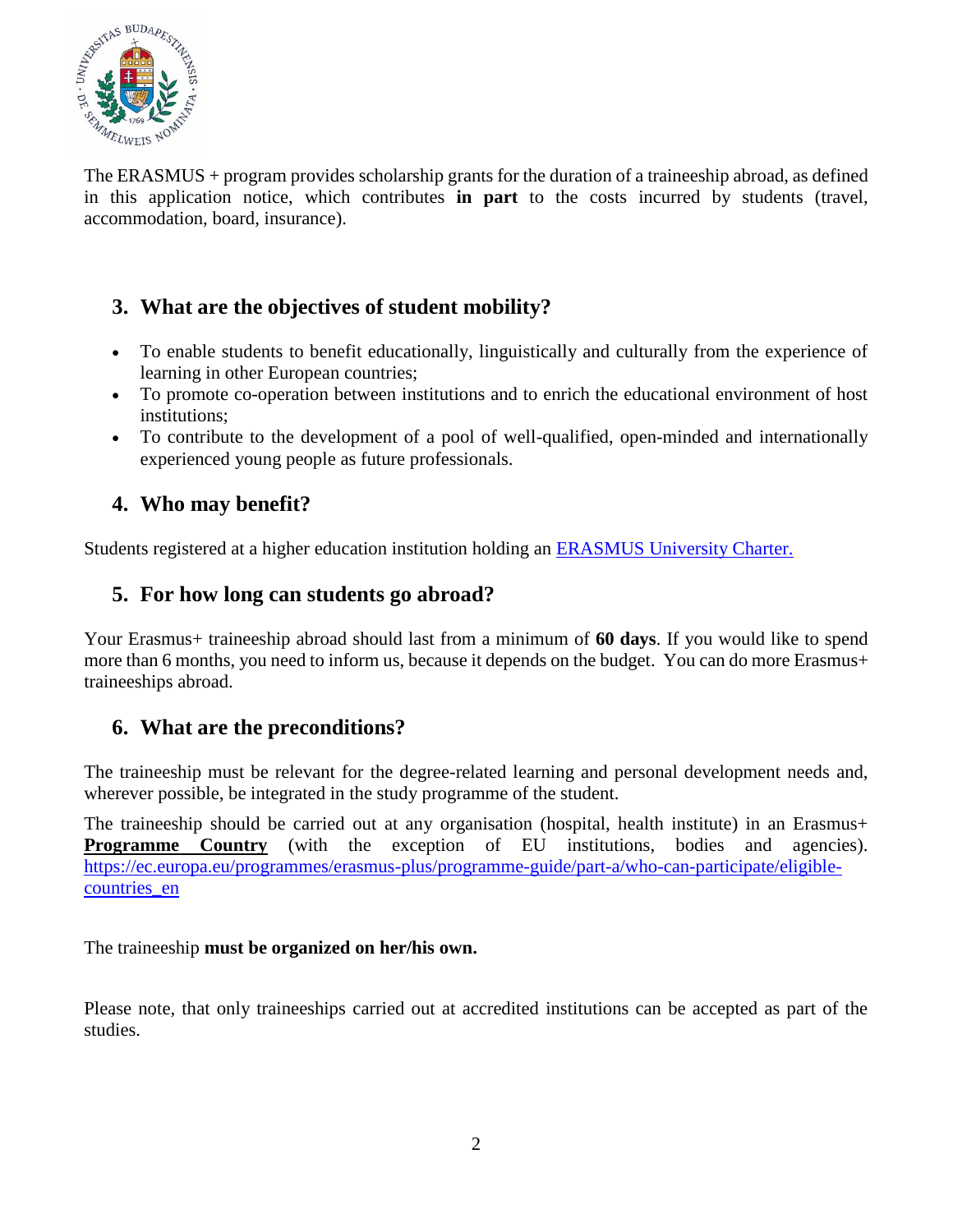The ERASMUS + program provides scholarship grants for the duration of a traineeship abroad, as defined in this application notice, which contributes **in part** to the costs incurred by students (travel, accommodation, board, insurance).

## 3. What are the objectives of student mobility?

- To enable students to benefit educationally, linguistically and culturally from the experience of learning in other European countries;
- To promote co-operation between institutions and to enrich the educational environment of host institutions;
- To contribute to the development of a pool of well-qualified, open-minded and internationally experienced young people as future professionals.

## 4. Who may benefit?

Students registered at a higher education institution holding an ERASMUS University Charter.

## 5. For how long can students go abroad?

Your Erasmus+ traineeship abroad should last from a minimum of **60 days**. If you would like to spend more than 6 months, you need to inform us, because it depends on the budget. You can do more Erasmus+ traineeships abroad.

## 6. What are the preconditions?

The traineeship must be relevant for the degree-related learning and personal development needs and, wherever possible, be integrated in the study programme of the student.

The traineeship should be carried out at any organisation (hospital, health institute) in an Erasmus+ **Programme Country** (with the exception of EU institutions, bodies and agencies). https://ec.europa.eu/programmes/erasmus-plus/programme-guide/part-a/who-can-participate/eligible-countries_en

The traineeship **must be organized on her/his own.**

Please note, that only traineeships carried out at accredited institutions can be accepted as part of the studies.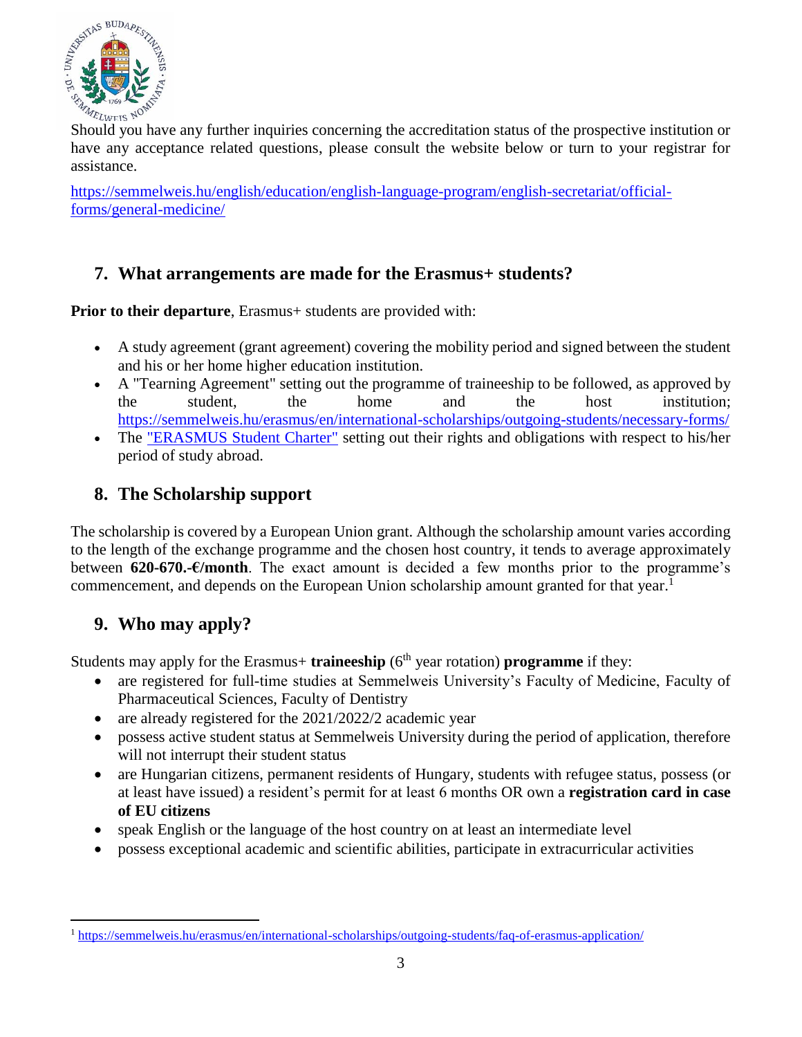Should you have any further inquiries concerning the accreditation status of the prospective institution or have any acceptance related questions, please consult the website below or turn to your registrar for assistance.

https://semmelweis.hu/english/education/english-language-program/english-secretariat/official-forms/general-medicine/

## 7. What arrangements are made for the Erasmus+ students?

**Prior to their departure**, Erasmus+ students are provided with:

- A study agreement (grant agreement) covering the mobility period and signed between the student and his or her home higher education institution.
- A "Tearning Agreement" setting out the programme of traineeship to be followed, as approved by the student, the home and the host institution; https://semmelweis.hu/erasmus/en/international-scholarships/outgoing-students/necessary-forms/
- The "ERASMUS Student Charter" setting out their rights and obligations with respect to his/her period of study abroad.

## 8. The Scholarship support

The scholarship is covered by a European Union grant. Although the scholarship amount varies according to the length of the exchange programme and the chosen host country, it tends to average approximately between **620-670.-€/month**. The exact amount is decided a few months prior to the programme's commencement, and depends on the European Union scholarship amount granted for that year.[1]

## 9. Who may apply?

Students may apply for the Erasmus+ **traineeship** (6th year rotation) **programme** if they:

- are registered for full-time studies at Semmelweis University's Faculty of Medicine, Faculty of Pharmaceutical Sciences, Faculty of Dentistry
- are already registered for the 2021/2022/2 academic year
- possess active student status at Semmelweis University during the period of application, therefore will not interrupt their student status
- are Hungarian citizens, permanent residents of Hungary, students with refugee status, possess (or at least have issued) a resident's permit for at least 6 months OR own a **registration card in case of EU citizens**
- speak English or the language of the host country on at least an intermediate level
- possess exceptional academic and scientific abilities, participate in extracurricular activities

---

[1] https://semmelweis.hu/erasmus/en/international-scholarships/outgoing-students/faq-of-erasmus-application/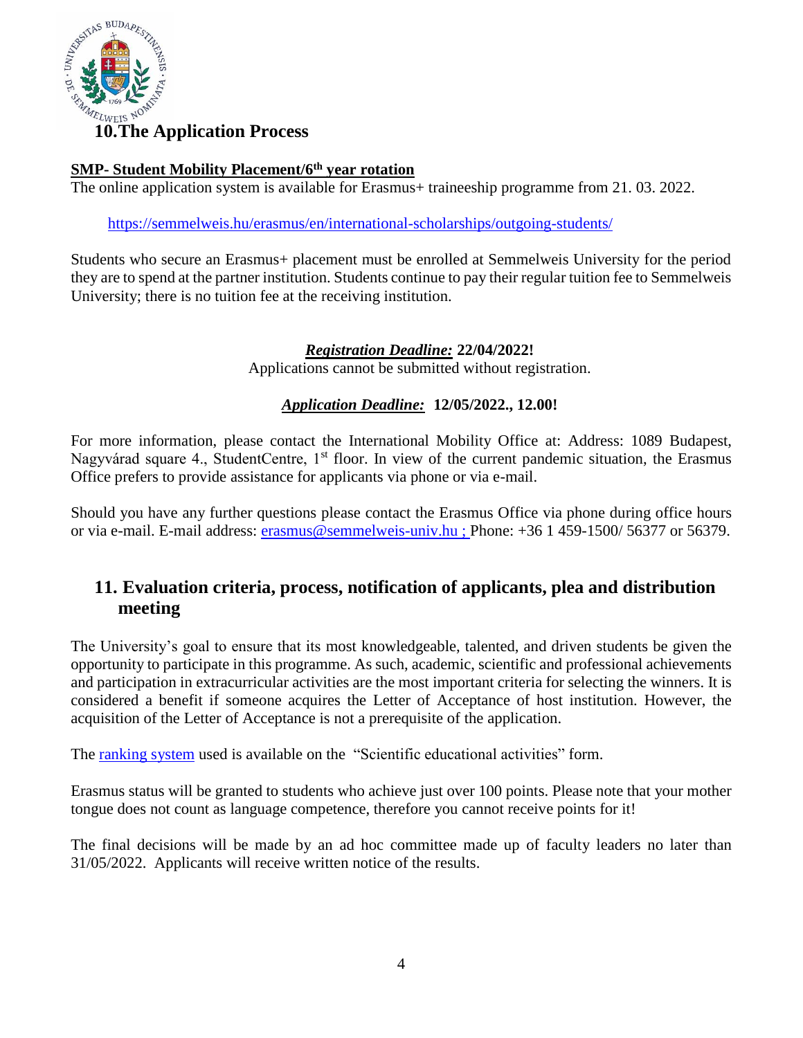## 10. The Application Process

**SMP- Student Mobility Placement/6th year rotation**

The online application system is available for Erasmus+ traineeship programme from 21. 03. 2022.

https://semmelweis.hu/erasmus/en/international-scholarships/outgoing-students/

Students who secure an Erasmus+ placement must be enrolled at Semmelweis University for the period they are to spend at the partner institution. Students continue to pay their regular tuition fee to Semmelweis University; there is no tuition fee at the receiving institution.

***Registration Deadline:*** **22/04/2022!**

Applications cannot be submitted without registration.

***Application Deadline:*** **12/05/2022., 12.00!**

For more information, please contact the International Mobility Office at: Address: 1089 Budapest, Nagyvárad square 4., StudentCentre, 1st floor. In view of the current pandemic situation, the Erasmus Office prefers to provide assistance for applicants via phone or via e-mail.

Should you have any further questions please contact the Erasmus Office via phone during office hours or via e-mail. E-mail address: erasmus@semmelweis-univ.hu ; Phone: +36 1 459-1500/ 56377 or 56379.

## 11. Evaluation criteria, process, notification of applicants, plea and distribution meeting

The University's goal to ensure that its most knowledgeable, talented, and driven students be given the opportunity to participate in this programme. As such, academic, scientific and professional achievements and participation in extracurricular activities are the most important criteria for selecting the winners. It is considered a benefit if someone acquires the Letter of Acceptance of host institution. However, the acquisition of the Letter of Acceptance is not a prerequisite of the application.

The ranking system used is available on the "Scientific educational activities" form.

Erasmus status will be granted to students who achieve just over 100 points. Please note that your mother tongue does not count as language competence, therefore you cannot receive points for it!

The final decisions will be made by an ad hoc committee made up of faculty leaders no later than 31/05/2022. Applicants will receive written notice of the results.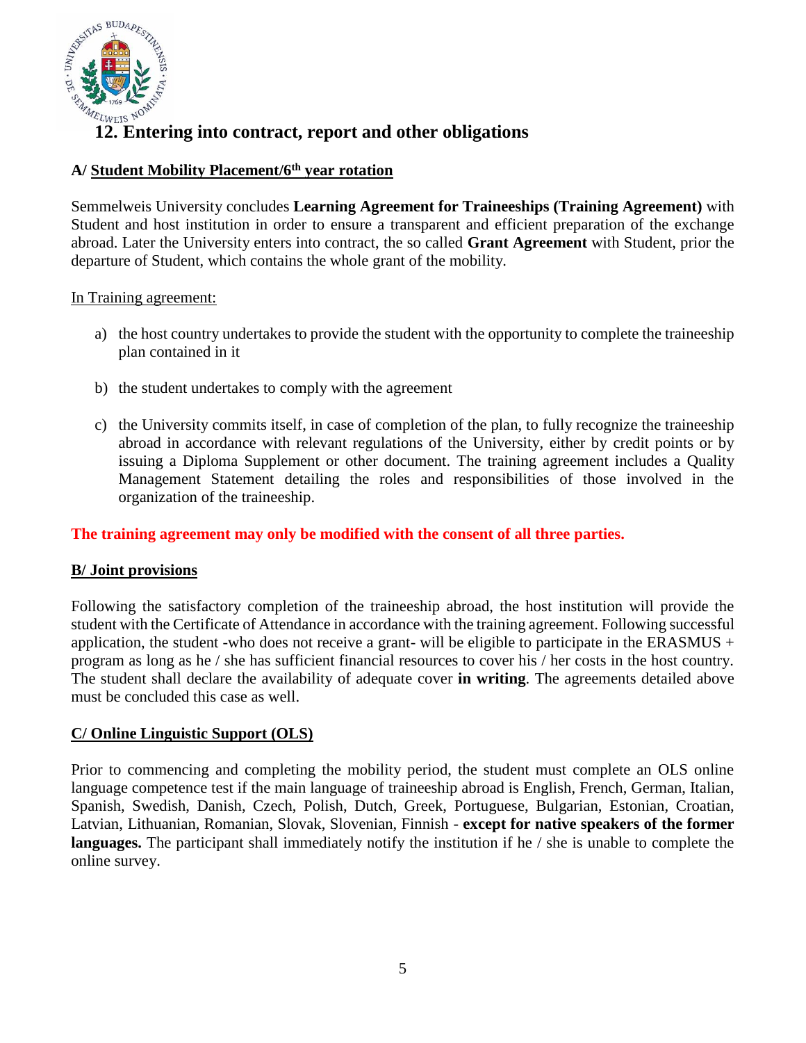## 12. Entering into contract, report and other obligations

### A/ Student Mobility Placement/6th year rotation

Semmelweis University concludes **Learning Agreement for Traineeships (Training Agreement)** with Student and host institution in order to ensure a transparent and efficient preparation of the exchange abroad. Later the University enters into contract, the so called **Grant Agreement** with Student, prior the departure of Student, which contains the whole grant of the mobility.

In Training agreement:

a) the host country undertakes to provide the student with the opportunity to complete the traineeship plan contained in it

b) the student undertakes to comply with the agreement

c) the University commits itself, in case of completion of the plan, to fully recognize the traineeship abroad in accordance with relevant regulations of the University, either by credit points or by issuing a Diploma Supplement or other document. The training agreement includes a Quality Management Statement detailing the roles and responsibilities of those involved in the organization of the traineeship.

**The training agreement may only be modified with the consent of all three parties.**

### B/ Joint provisions

Following the satisfactory completion of the traineeship abroad, the host institution will provide the student with the Certificate of Attendance in accordance with the training agreement. Following successful application, the student -who does not receive a grant- will be eligible to participate in the ERASMUS + program as long as he / she has sufficient financial resources to cover his / her costs in the host country. The student shall declare the availability of adequate cover **in writing**. The agreements detailed above must be concluded this case as well.

### C/ Online Linguistic Support (OLS)

Prior to commencing and completing the mobility period, the student must complete an OLS online language competence test if the main language of traineeship abroad is English, French, German, Italian, Spanish, Swedish, Danish, Czech, Polish, Dutch, Greek, Portuguese, Bulgarian, Estonian, Croatian, Latvian, Lithuanian, Romanian, Slovak, Slovenian, Finnish - **except for native speakers of the former languages.** The participant shall immediately notify the institution if he / she is unable to complete the online survey.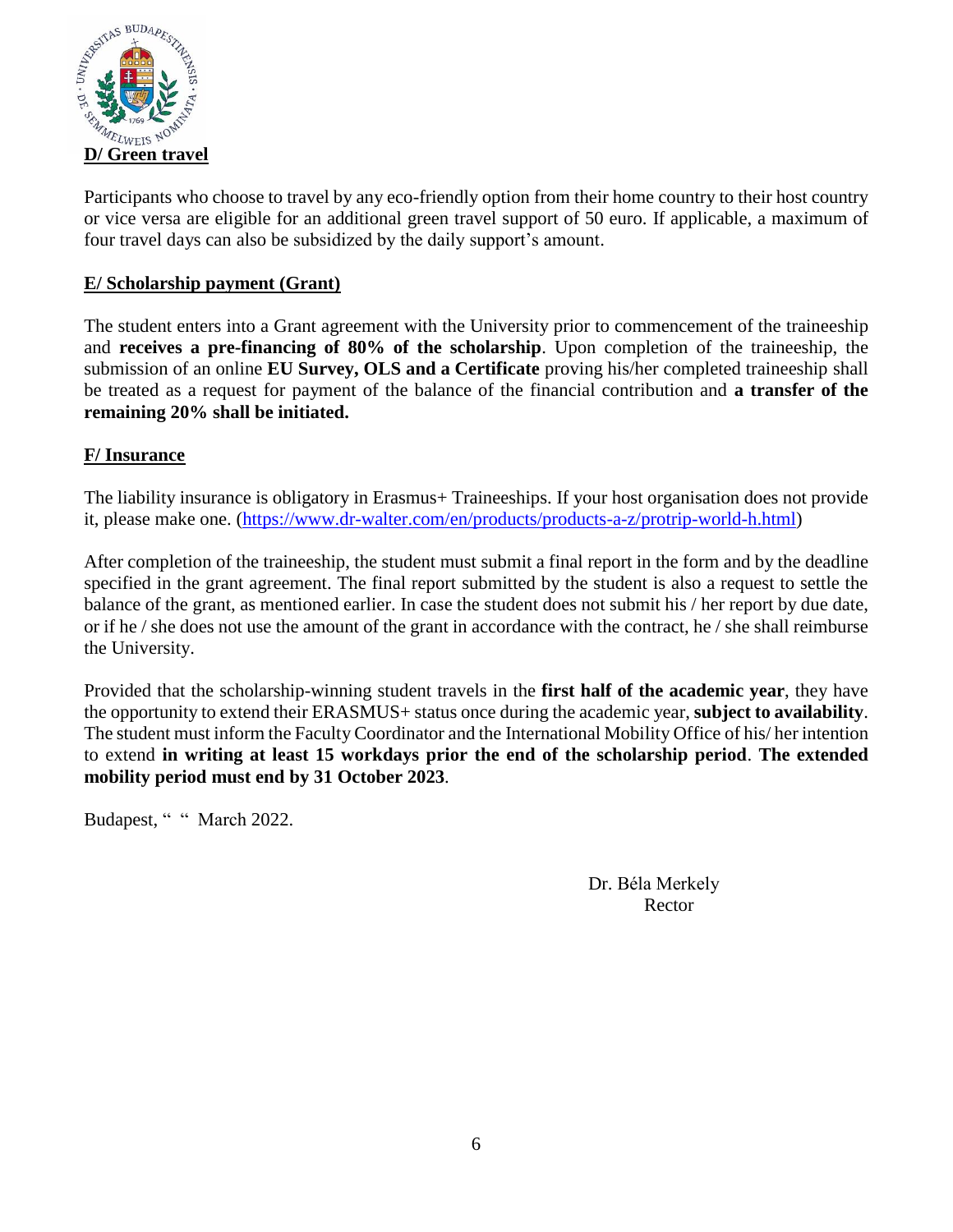## D/ Green travel

Participants who choose to travel by any eco-friendly option from their home country to their host country or vice versa are eligible for an additional green travel support of 50 euro. If applicable, a maximum of four travel days can also be subsidized by the daily support's amount.

## E/ Scholarship payment (Grant)

The student enters into a Grant agreement with the University prior to commencement of the traineeship and **receives a pre-financing of 80% of the scholarship**. Upon completion of the traineeship, the submission of an online **EU Survey, OLS and a Certificate** proving his/her completed traineeship shall be treated as a request for payment of the balance of the financial contribution and **a transfer of the remaining 20% shall be initiated.**

## F/ Insurance

The liability insurance is obligatory in Erasmus+ Traineeships. If your host organisation does not provide it, please make one. (https://www.dr-walter.com/en/products/products-a-z/protrip-world-h.html)

After completion of the traineeship, the student must submit a final report in the form and by the deadline specified in the grant agreement. The final report submitted by the student is also a request to settle the balance of the grant, as mentioned earlier. In case the student does not submit his / her report by due date, or if he / she does not use the amount of the grant in accordance with the contract, he / she shall reimburse the University.

Provided that the scholarship-winning student travels in the **first half of the academic year**, they have the opportunity to extend their ERASMUS+ status once during the academic year, **subject to availability**. The student must inform the Faculty Coordinator and the International Mobility Office of his/ her intention to extend **in writing at least 15 workdays prior the end of the scholarship period**. **The extended mobility period must end by 31 October 2023**.

Budapest, " " March 2022.

Dr. Béla Merkely
Rector